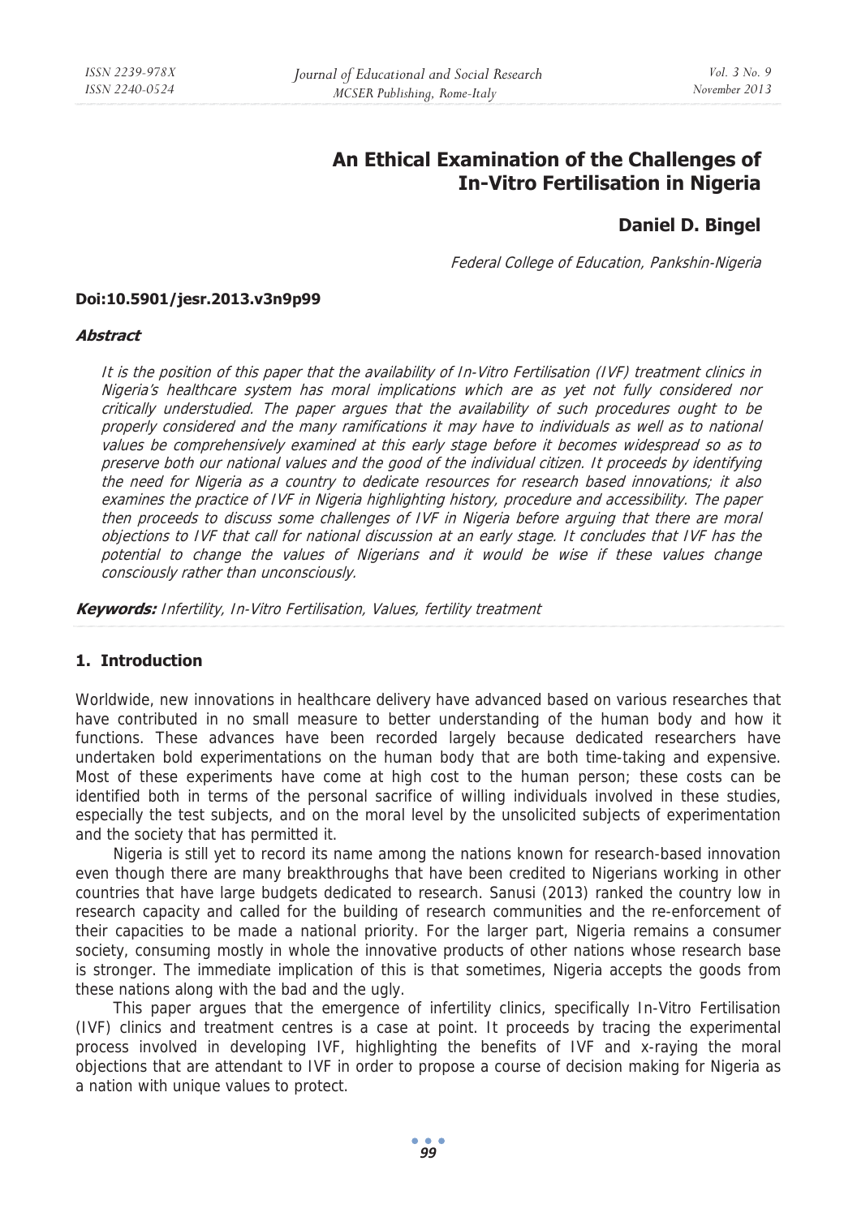# An Ethical Examination of the Challenges of In-Vitro Fertilisation in Nigeria

**Daniel D. Bingel**

*Federal College of Education, Pankshin-Nigeria*

**Doi:10.5901/jesr.2013.v3n9p99**

***Abstract***

*It is the position of this paper that the availability of In-Vitro Fertilisation (IVF) treatment clinics in Nigeria's healthcare system has moral implications which are as yet not fully considered nor critically understudied. The paper argues that the availability of such procedures ought to be properly considered and the many ramifications it may have to individuals as well as to national values be comprehensively examined at this early stage before it becomes widespread so as to preserve both our national values and the good of the individual citizen. It proceeds by identifying the need for Nigeria as a country to dedicate resources for research based innovations; it also examines the practice of IVF in Nigeria highlighting history, procedure and accessibility. The paper then proceeds to discuss some challenges of IVF in Nigeria before arguing that there are moral objections to IVF that call for national discussion at an early stage. It concludes that IVF has the potential to change the values of Nigerians and it would be wise if these values change consciously rather than unconsciously.*

***Keywords:*** *Infertility, In-Vitro Fertilisation, Values, fertility treatment*

## 1. Introduction

Worldwide, new innovations in healthcare delivery have advanced based on various researches that have contributed in no small measure to better understanding of the human body and how it functions. These advances have been recorded largely because dedicated researchers have undertaken bold experimentations on the human body that are both time-taking and expensive. Most of these experiments have come at high cost to the human person; these costs can be identified both in terms of the personal sacrifice of willing individuals involved in these studies, especially the test subjects, and on the moral level by the unsolicited subjects of experimentation and the society that has permitted it.

Nigeria is still yet to record its name among the nations known for research-based innovation even though there are many breakthroughs that have been credited to Nigerians working in other countries that have large budgets dedicated to research. Sanusi (2013) ranked the country low in research capacity and called for the building of research communities and the re-enforcement of their capacities to be made a national priority. For the larger part, Nigeria remains a consumer society, consuming mostly in whole the innovative products of other nations whose research base is stronger. The immediate implication of this is that sometimes, Nigeria accepts the goods from these nations along with the bad and the ugly.

This paper argues that the emergence of infertility clinics, specifically In-Vitro Fertilisation (IVF) clinics and treatment centres is a case at point. It proceeds by tracing the experimental process involved in developing IVF, highlighting the benefits of IVF and x-raying the moral objections that are attendant to IVF in order to propose a course of decision making for Nigeria as a nation with unique values to protect.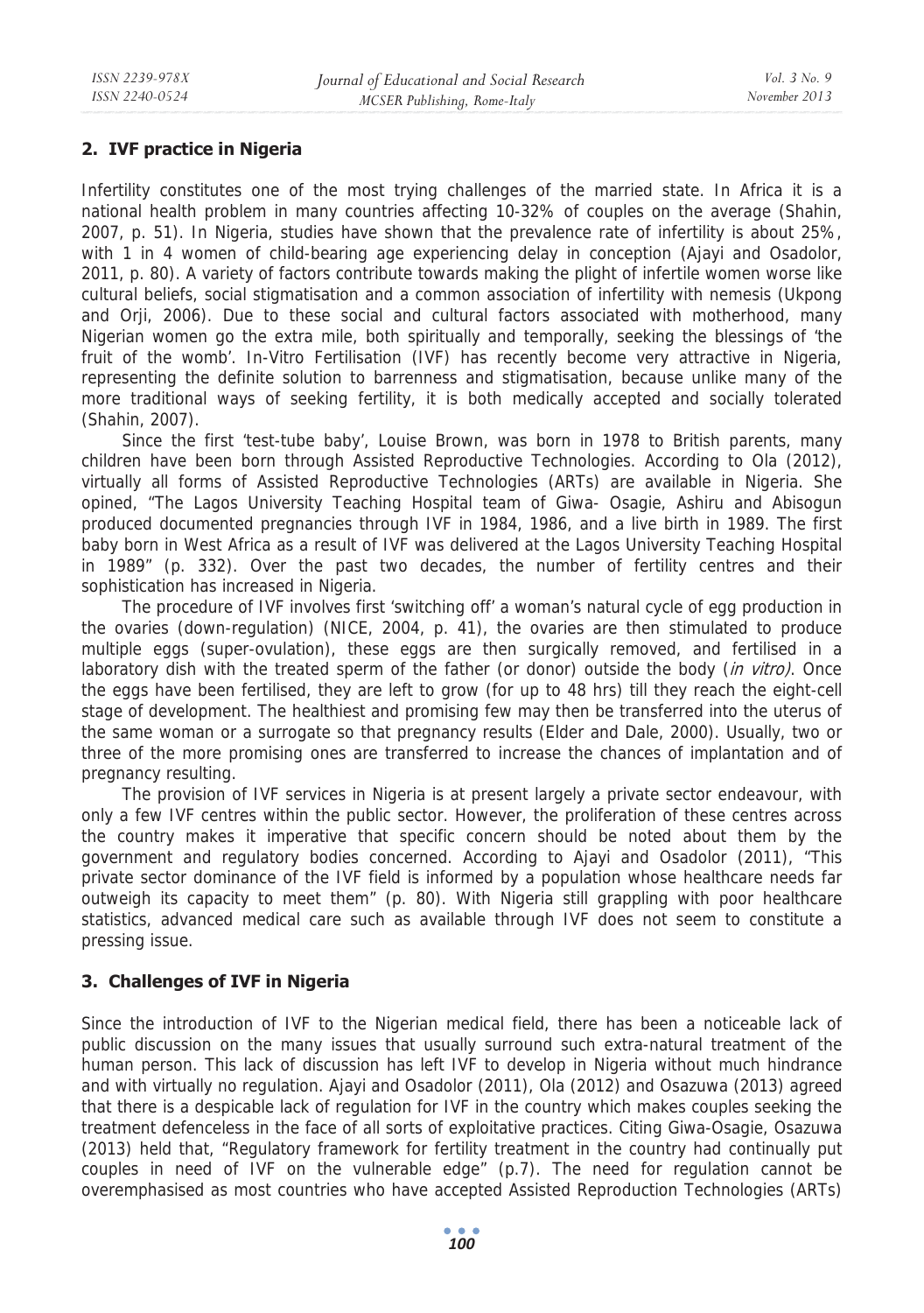## 2. IVF practice in Nigeria

Infertility constitutes one of the most trying challenges of the married state. In Africa it is a national health problem in many countries affecting 10-32% of couples on the average (Shahin, 2007, p. 51). In Nigeria, studies have shown that the prevalence rate of infertility is about 25%, with 1 in 4 women of child-bearing age experiencing delay in conception (Ajayi and Osadolor, 2011, p. 80). A variety of factors contribute towards making the plight of infertile women worse like cultural beliefs, social stigmatisation and a common association of infertility with nemesis (Ukpong and Orji, 2006). Due to these social and cultural factors associated with motherhood, many Nigerian women go the extra mile, both spiritually and temporally, seeking the blessings of 'the fruit of the womb'. In-Vitro Fertilisation (IVF) has recently become very attractive in Nigeria, representing the definite solution to barrenness and stigmatisation, because unlike many of the more traditional ways of seeking fertility, it is both medically accepted and socially tolerated (Shahin, 2007).

Since the first 'test-tube baby', Louise Brown, was born in 1978 to British parents, many children have been born through Assisted Reproductive Technologies. According to Ola (2012), virtually all forms of Assisted Reproductive Technologies (ARTs) are available in Nigeria. She opined, "The Lagos University Teaching Hospital team of Giwa- Osagie, Ashiru and Abisogun produced documented pregnancies through IVF in 1984, 1986, and a live birth in 1989. The first baby born in West Africa as a result of IVF was delivered at the Lagos University Teaching Hospital in 1989" (p. 332). Over the past two decades, the number of fertility centres and their sophistication has increased in Nigeria.

The procedure of IVF involves first 'switching off' a woman's natural cycle of egg production in the ovaries (down-regulation) (NICE, 2004, p. 41), the ovaries are then stimulated to produce multiple eggs (super-ovulation), these eggs are then surgically removed, and fertilised in a laboratory dish with the treated sperm of the father (or donor) outside the body (*in vitro)*. Once the eggs have been fertilised, they are left to grow (for up to 48 hrs) till they reach the eight-cell stage of development. The healthiest and promising few may then be transferred into the uterus of the same woman or a surrogate so that pregnancy results (Elder and Dale, 2000). Usually, two or three of the more promising ones are transferred to increase the chances of implantation and of pregnancy resulting.

The provision of IVF services in Nigeria is at present largely a private sector endeavour, with only a few IVF centres within the public sector. However, the proliferation of these centres across the country makes it imperative that specific concern should be noted about them by the government and regulatory bodies concerned. According to Ajayi and Osadolor (2011), "This private sector dominance of the IVF field is informed by a population whose healthcare needs far outweigh its capacity to meet them" (p. 80). With Nigeria still grappling with poor healthcare statistics, advanced medical care such as available through IVF does not seem to constitute a pressing issue.

## 3. Challenges of IVF in Nigeria

Since the introduction of IVF to the Nigerian medical field, there has been a noticeable lack of public discussion on the many issues that usually surround such extra-natural treatment of the human person. This lack of discussion has left IVF to develop in Nigeria without much hindrance and with virtually no regulation. Ajayi and Osadolor (2011), Ola (2012) and Osazuwa (2013) agreed that there is a despicable lack of regulation for IVF in the country which makes couples seeking the treatment defenceless in the face of all sorts of exploitative practices. Citing Giwa-Osagie, Osazuwa (2013) held that, "Regulatory framework for fertility treatment in the country had continually put couples in need of IVF on the vulnerable edge" (p.7). The need for regulation cannot be overemphasised as most countries who have accepted Assisted Reproduction Technologies (ARTs)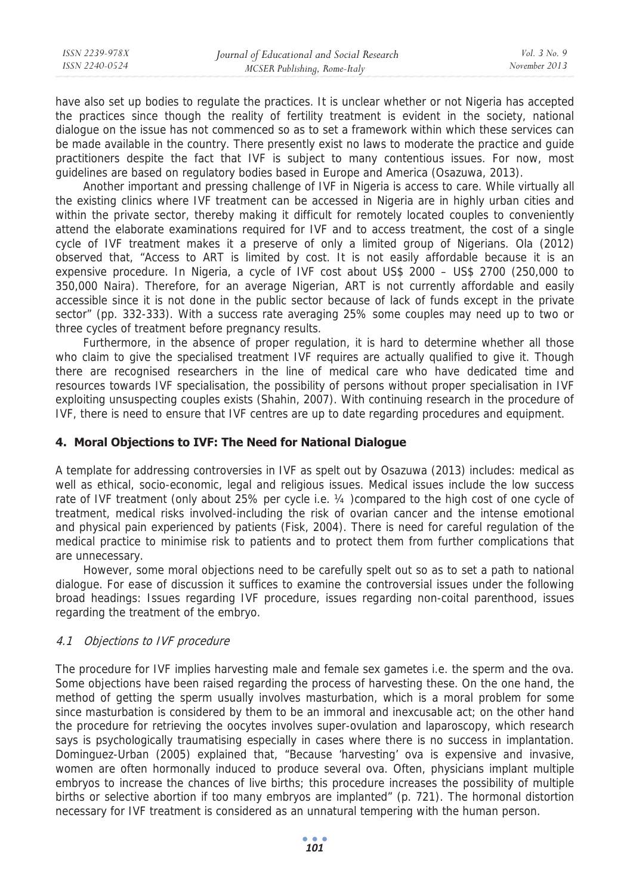have also set up bodies to regulate the practices. It is unclear whether or not Nigeria has accepted the practices since though the reality of fertility treatment is evident in the society, national dialogue on the issue has not commenced so as to set a framework within which these services can be made available in the country. There presently exist no laws to moderate the practice and guide practitioners despite the fact that IVF is subject to many contentious issues. For now, most guidelines are based on regulatory bodies based in Europe and America (Osazuwa, 2013).

Another important and pressing challenge of IVF in Nigeria is access to care. While virtually all the existing clinics where IVF treatment can be accessed in Nigeria are in highly urban cities and within the private sector, thereby making it difficult for remotely located couples to conveniently attend the elaborate examinations required for IVF and to access treatment, the cost of a single cycle of IVF treatment makes it a preserve of only a limited group of Nigerians. Ola (2012) observed that, "Access to ART is limited by cost. It is not easily affordable because it is an expensive procedure. In Nigeria, a cycle of IVF cost about US$ 2000 – US$ 2700 (250,000 to 350,000 Naira). Therefore, for an average Nigerian, ART is not currently affordable and easily accessible since it is not done in the public sector because of lack of funds except in the private sector" (pp. 332-333). With a success rate averaging 25% some couples may need up to two or three cycles of treatment before pregnancy results.

Furthermore, in the absence of proper regulation, it is hard to determine whether all those who claim to give the specialised treatment IVF requires are actually qualified to give it. Though there are recognised researchers in the line of medical care who have dedicated time and resources towards IVF specialisation, the possibility of persons without proper specialisation in IVF exploiting unsuspecting couples exists (Shahin, 2007). With continuing research in the procedure of IVF, there is need to ensure that IVF centres are up to date regarding procedures and equipment.

## 4. Moral Objections to IVF: The Need for National Dialogue

A template for addressing controversies in IVF as spelt out by Osazuwa (2013) includes: medical as well as ethical, socio-economic, legal and religious issues. Medical issues include the low success rate of IVF treatment (only about 25% per cycle i.e. ¼ )compared to the high cost of one cycle of treatment, medical risks involved-including the risk of ovarian cancer and the intense emotional and physical pain experienced by patients (Fisk, 2004). There is need for careful regulation of the medical practice to minimise risk to patients and to protect them from further complications that are unnecessary.

However, some moral objections need to be carefully spelt out so as to set a path to national dialogue. For ease of discussion it suffices to examine the controversial issues under the following broad headings: Issues regarding IVF procedure, issues regarding non-coital parenthood, issues regarding the treatment of the embryo.

### *4.1 Objections to IVF procedure*

The procedure for IVF implies harvesting male and female sex gametes i.e. the sperm and the ova. Some objections have been raised regarding the process of harvesting these. On the one hand, the method of getting the sperm usually involves masturbation, which is a moral problem for some since masturbation is considered by them to be an immoral and inexcusable act; on the other hand the procedure for retrieving the oocytes involves super-ovulation and laparoscopy, which research says is psychologically traumatising especially in cases where there is no success in implantation. Dominguez-Urban (2005) explained that, "Because 'harvesting' ova is expensive and invasive, women are often hormonally induced to produce several ova. Often, physicians implant multiple embryos to increase the chances of live births; this procedure increases the possibility of multiple births or selective abortion if too many embryos are implanted" (p. 721). The hormonal distortion necessary for IVF treatment is considered as an unnatural tempering with the human person.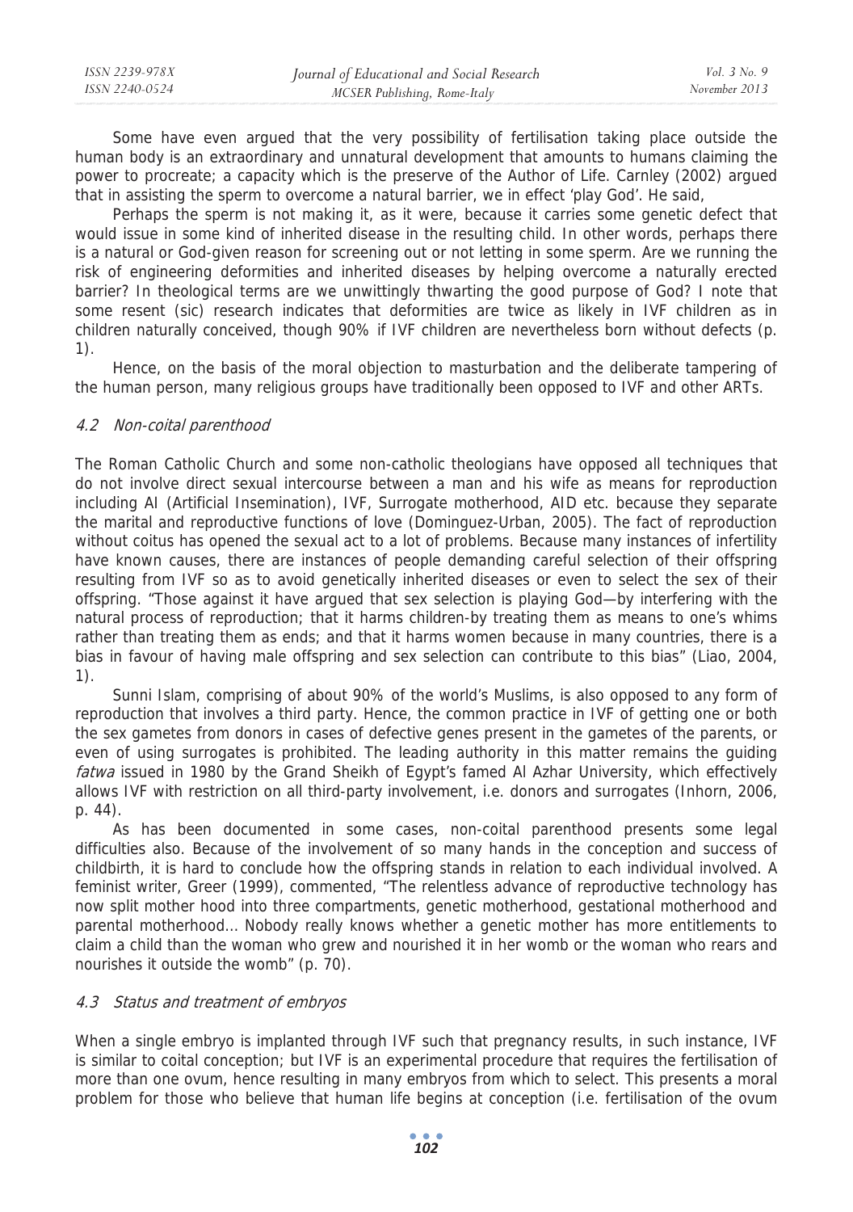Some have even argued that the very possibility of fertilisation taking place outside the human body is an extraordinary and unnatural development that amounts to humans claiming the power to procreate; a capacity which is the preserve of the Author of Life. Carnley (2002) argued that in assisting the sperm to overcome a natural barrier, we in effect 'play God'. He said,

Perhaps the sperm is not making it, as it were, because it carries some genetic defect that would issue in some kind of inherited disease in the resulting child. In other words, perhaps there is a natural or God-given reason for screening out or not letting in some sperm. Are we running the risk of engineering deformities and inherited diseases by helping overcome a naturally erected barrier? In theological terms are we unwittingly thwarting the good purpose of God? I note that some resent (sic) research indicates that deformities are twice as likely in IVF children as in children naturally conceived, though 90% if IVF children are nevertheless born without defects (p. 1).

Hence, on the basis of the moral objection to masturbation and the deliberate tampering of the human person, many religious groups have traditionally been opposed to IVF and other ARTs.

### *4.2 Non-coital parenthood*

The Roman Catholic Church and some non-catholic theologians have opposed all techniques that do not involve direct sexual intercourse between a man and his wife as means for reproduction including AI (Artificial Insemination), IVF, Surrogate motherhood, AID etc. because they separate the marital and reproductive functions of love (Dominguez-Urban, 2005). The fact of reproduction without coitus has opened the sexual act to a lot of problems. Because many instances of infertility have known causes, there are instances of people demanding careful selection of their offspring resulting from IVF so as to avoid genetically inherited diseases or even to select the sex of their offspring. "Those against it have argued that sex selection is playing God—by interfering with the natural process of reproduction; that it harms children-by treating them as means to one's whims rather than treating them as ends; and that it harms women because in many countries, there is a bias in favour of having male offspring and sex selection can contribute to this bias" (Liao, 2004, 1).

Sunni Islam, comprising of about 90% of the world's Muslims, is also opposed to any form of reproduction that involves a third party. Hence, the common practice in IVF of getting one or both the sex gametes from donors in cases of defective genes present in the gametes of the parents, or even of using surrogates is prohibited. The leading authority in this matter remains the guiding *fatwa* issued in 1980 by the Grand Sheikh of Egypt's famed Al Azhar University, which effectively allows IVF with restriction on all third-party involvement, i.e. donors and surrogates (Inhorn, 2006, p. 44).

As has been documented in some cases, non-coital parenthood presents some legal difficulties also. Because of the involvement of so many hands in the conception and success of childbirth, it is hard to conclude how the offspring stands in relation to each individual involved. A feminist writer, Greer (1999), commented, "The relentless advance of reproductive technology has now split mother hood into three compartments, genetic motherhood, gestational motherhood and parental motherhood... Nobody really knows whether a genetic mother has more entitlements to claim a child than the woman who grew and nourished it in her womb or the woman who rears and nourishes it outside the womb" (p. 70).

### *4.3 Status and treatment of embryos*

When a single embryo is implanted through IVF such that pregnancy results, in such instance, IVF is similar to coital conception; but IVF is an experimental procedure that requires the fertilisation of more than one ovum, hence resulting in many embryos from which to select. This presents a moral problem for those who believe that human life begins at conception (i.e. fertilisation of the ovum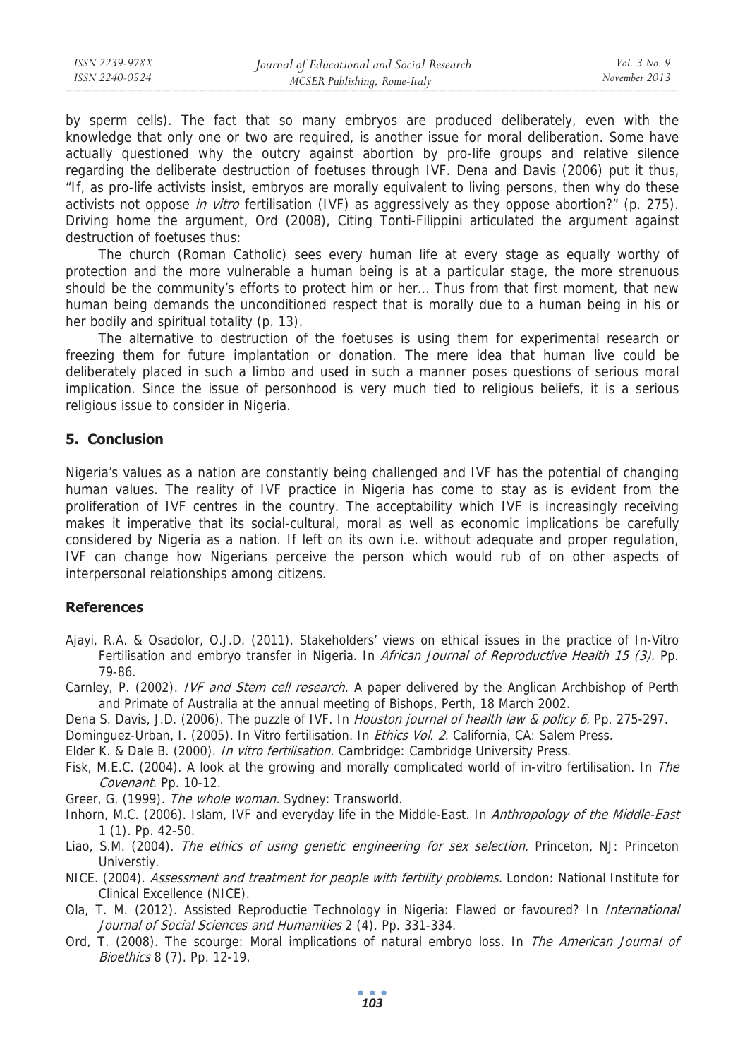by sperm cells). The fact that so many embryos are produced deliberately, even with the knowledge that only one or two are required, is another issue for moral deliberation. Some have actually questioned why the outcry against abortion by pro-life groups and relative silence regarding the deliberate destruction of foetuses through IVF. Dena and Davis (2006) put it thus, "If, as pro-life activists insist, embryos are morally equivalent to living persons, then why do these activists not oppose *in vitro* fertilisation (IVF) as aggressively as they oppose abortion?" (p. 275). Driving home the argument, Ord (2008), Citing Tonti-Filippini articulated the argument against destruction of foetuses thus:

The church (Roman Catholic) sees every human life at every stage as equally worthy of protection and the more vulnerable a human being is at a particular stage, the more strenuous should be the community's efforts to protect him or her… Thus from that first moment, that new human being demands the unconditioned respect that is morally due to a human being in his or her bodily and spiritual totality (p. 13).

The alternative to destruction of the foetuses is using them for experimental research or freezing them for future implantation or donation. The mere idea that human live could be deliberately placed in such a limbo and used in such a manner poses questions of serious moral implication. Since the issue of personhood is very much tied to religious beliefs, it is a serious religious issue to consider in Nigeria.

## 5. Conclusion

Nigeria's values as a nation are constantly being challenged and IVF has the potential of changing human values. The reality of IVF practice in Nigeria has come to stay as is evident from the proliferation of IVF centres in the country. The acceptability which IVF is increasingly receiving makes it imperative that its social-cultural, moral as well as economic implications be carefully considered by Nigeria as a nation. If left on its own i.e. without adequate and proper regulation, IVF can change how Nigerians perceive the person which would rub of on other aspects of interpersonal relationships among citizens.

## References

Ajayi, R.A. & Osadolor, O.J.D. (2011). Stakeholders' views on ethical issues in the practice of In-Vitro Fertilisation and embryo transfer in Nigeria. In *African Journal of Reproductive Health 15 (3).* Pp. 79-86.

Carnley, P. (2002). *IVF and Stem cell research.* A paper delivered by the Anglican Archbishop of Perth and Primate of Australia at the annual meeting of Bishops, Perth, 18 March 2002.

Dena S. Davis, J.D. (2006). The puzzle of IVF. In *Houston journal of health law & policy 6.* Pp. 275-297.

Dominguez-Urban, I. (2005). In Vitro fertilisation. In *Ethics Vol. 2.* California, CA: Salem Press.

Elder K. & Dale B. (2000). *In vitro fertilisation.* Cambridge: Cambridge University Press.

Fisk, M.E.C. (2004). A look at the growing and morally complicated world of in-vitro fertilisation. In *The Covenant.* Pp. 10-12.

Greer, G. (1999). *The whole woman.* Sydney: Transworld.

Inhorn, M.C. (2006). Islam, IVF and everyday life in the Middle-East. In *Anthropology of the Middle-East* 1 (1). Pp. 42-50.

Liao, S.M. (2004). *The ethics of using genetic engineering for sex selection.* Princeton, NJ: Princeton Universtiy.

NICE. (2004). *Assessment and treatment for people with fertility problems.* London: National Institute for Clinical Excellence (NICE).

Ola, T. M. (2012). Assisted Reproductie Technology in Nigeria: Flawed or favoured? In *International Journal of Social Sciences and Humanities* 2 (4). Pp. 331-334.

Ord, T. (2008). The scourge: Moral implications of natural embryo loss. In *The American Journal of Bioethics* 8 (7). Pp. 12-19.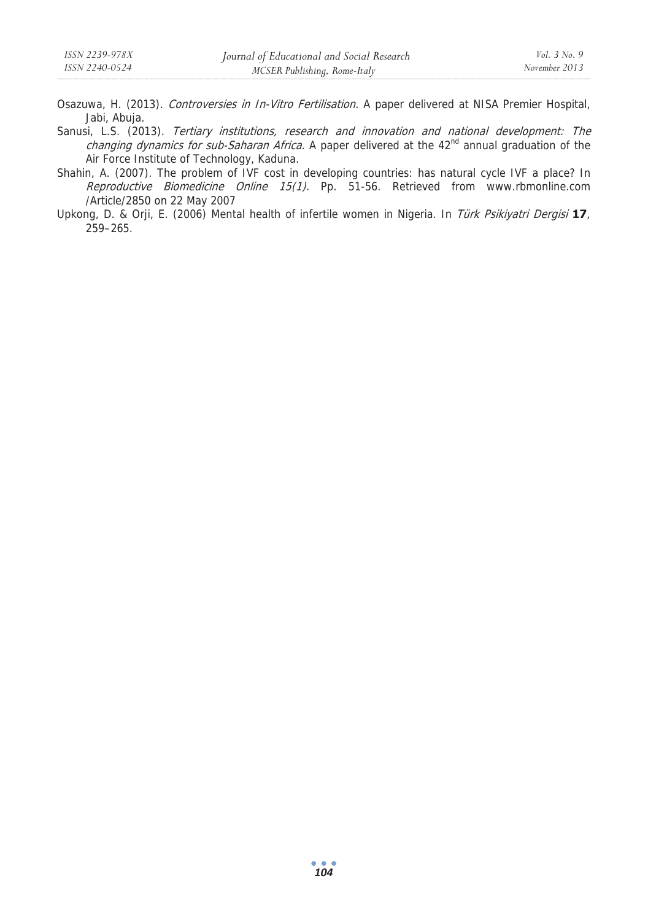Osazuwa, H. (2013). *Controversies in In-Vitro Fertilisation.* A paper delivered at NISA Premier Hospital, Jabi, Abuja.

Sanusi, L.S. (2013). *Tertiary institutions, research and innovation and national development: The changing dynamics for sub-Saharan Africa.* A paper delivered at the 42nd annual graduation of the Air Force Institute of Technology, Kaduna.

Shahin, A. (2007). The problem of IVF cost in developing countries: has natural cycle IVF a place? In *Reproductive Biomedicine Online 15(1).* Pp. 51-56. Retrieved from www.rbmonline.com /Article/2850 on 22 May 2007

Upkong, D. & Orji, E. (2006) Mental health of infertile women in Nigeria. In *Türk Psikiyatri Dergisi* **17**, 259–265.